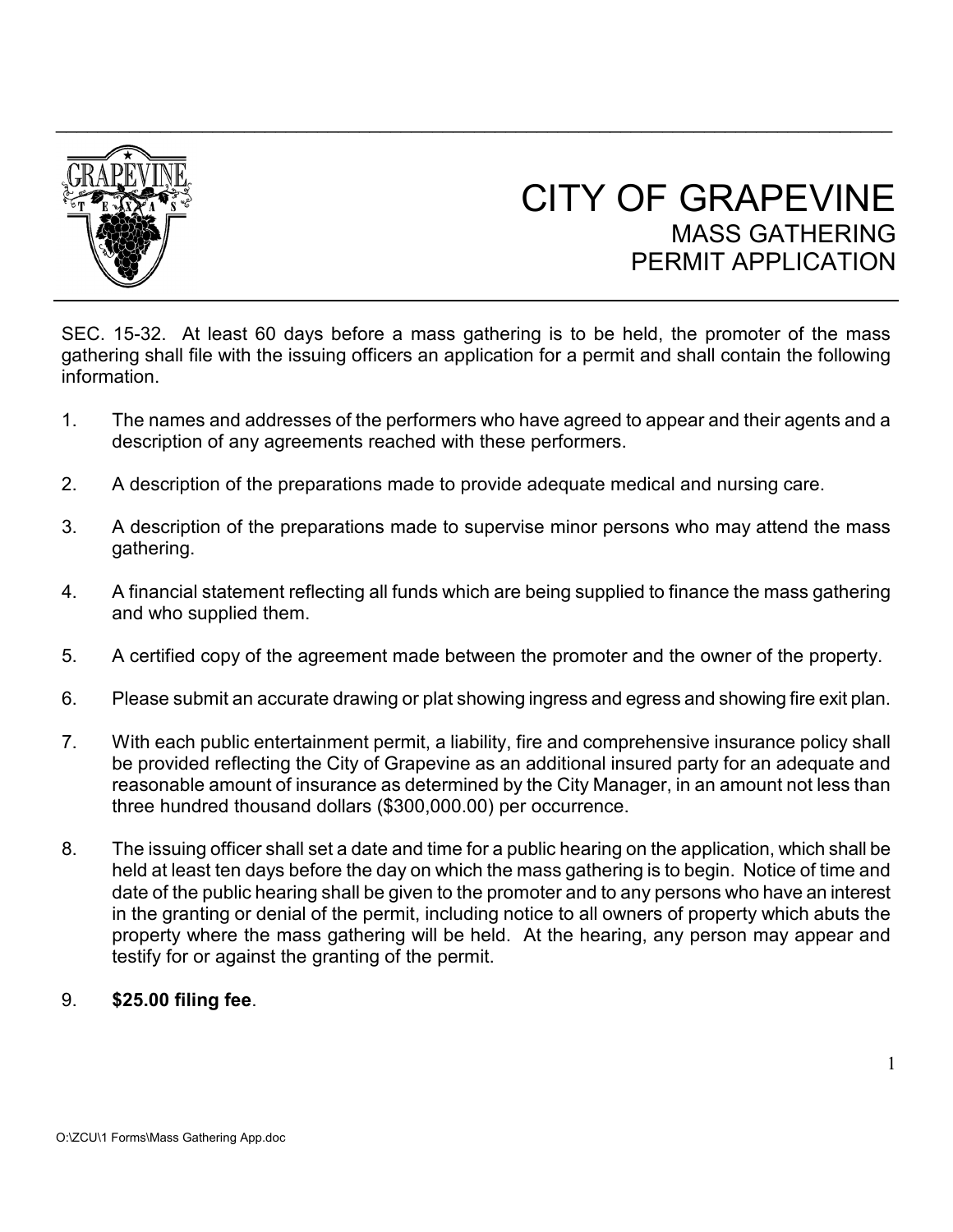# CITY OF GRAPEVINE

## MASS GATHERING PERMIT APPLICATION

SEC. 15-32. At least 60 days before a mass gathering is to be held, the promoter of the mass gathering shall file with the issuing officers an application for a permit and shall contain the following information.

1. The names and addresses of the performers who have agreed to appear and their agents and a description of any agreements reached with these performers.
2. A description of the preparations made to provide adequate medical and nursing care.
3. A description of the preparations made to supervise minor persons who may attend the mass gathering.
4. A financial statement reflecting all funds which are being supplied to finance the mass gathering and who supplied them.
5. A certified copy of the agreement made between the promoter and the owner of the property.
6. Please submit an accurate drawing or plat showing ingress and egress and showing fire exit plan.
7. With each public entertainment permit, a liability, fire and comprehensive insurance policy shall be provided reflecting the City of Grapevine as an additional insured party for an adequate and reasonable amount of insurance as determined by the City Manager, in an amount not less than three hundred thousand dollars ($300,000.00) per occurrence.
8. The issuing officer shall set a date and time for a public hearing on the application, which shall be held at least ten days before the day on which the mass gathering is to begin. Notice of time and date of the public hearing shall be given to the promoter and to any persons who have an interest in the granting or denial of the permit, including notice to all owners of property which abuts the property where the mass gathering will be held. At the hearing, any person may appear and testify for or against the granting of the permit.
9. **$25.00 filing fee**.

O:\ZCU\1 Forms\Mass Gathering App.doc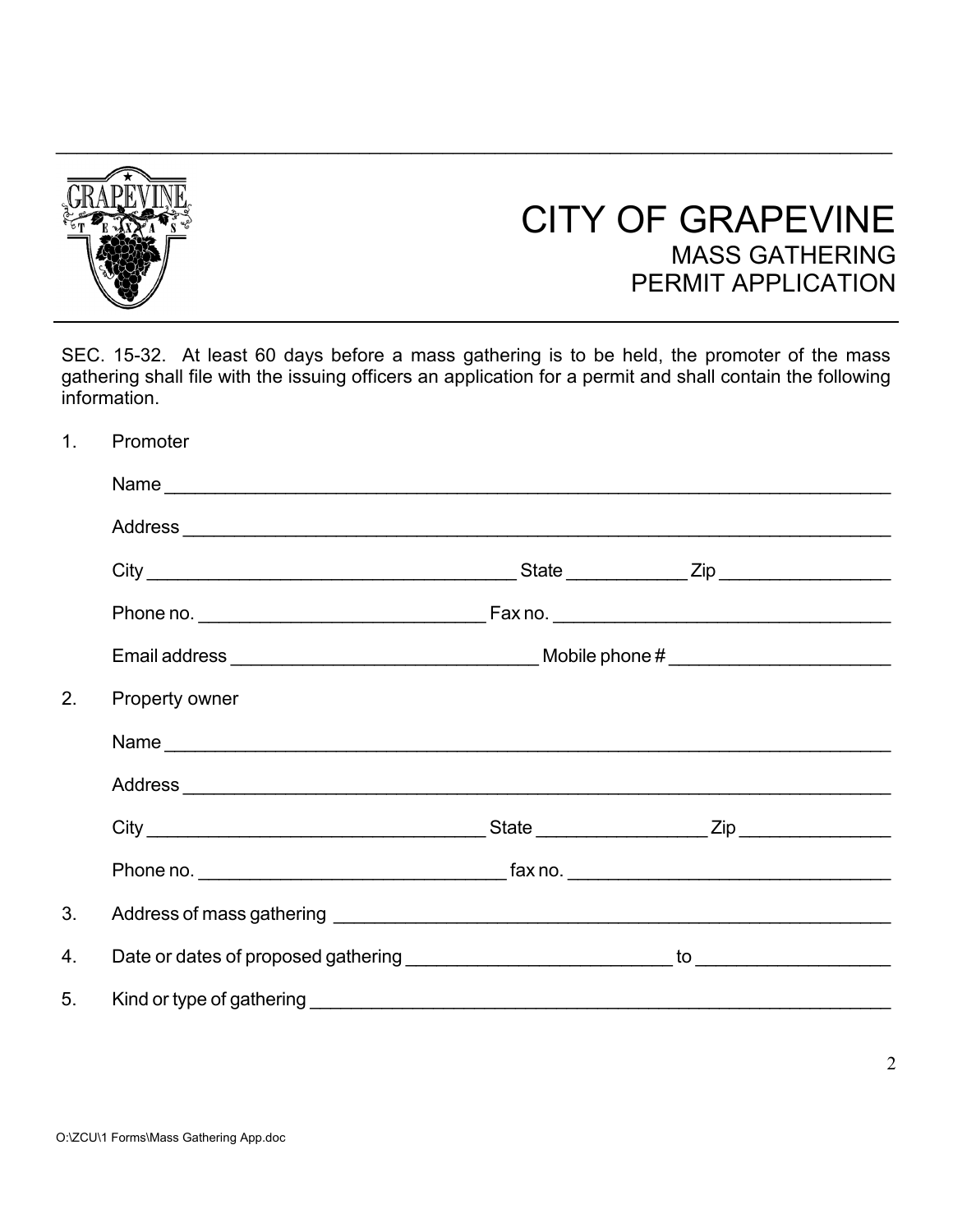# CITY OF GRAPEVINE

## MASS GATHERING PERMIT APPLICATION

SEC. 15-32. At least 60 days before a mass gathering is to be held, the promoter of the mass gathering shall file with the issuing officers an application for a permit and shall contain the following information.

1. Promoter

   Name ______________________________________________________________________

   Address ____________________________________________________________________

   City ________________________________ State ___________ Zip _______________

   Phone no. ___________________________ Fax no. _______________________________

   Email address _____________________________ Mobile phone # ___________________

2. Property owner

   Name ______________________________________________________________________

   Address ____________________________________________________________________

   City ________________________________ State _______________ Zip _____________

   Phone no. _____________________________ fax no. ______________________________

3. Address of mass gathering ______________________________________________________

4. Date or dates of proposed gathering _________________________ to ___________________

5. Kind or type of gathering _______________________________________________________

O:\ZCU\1 Forms\Mass Gathering App.doc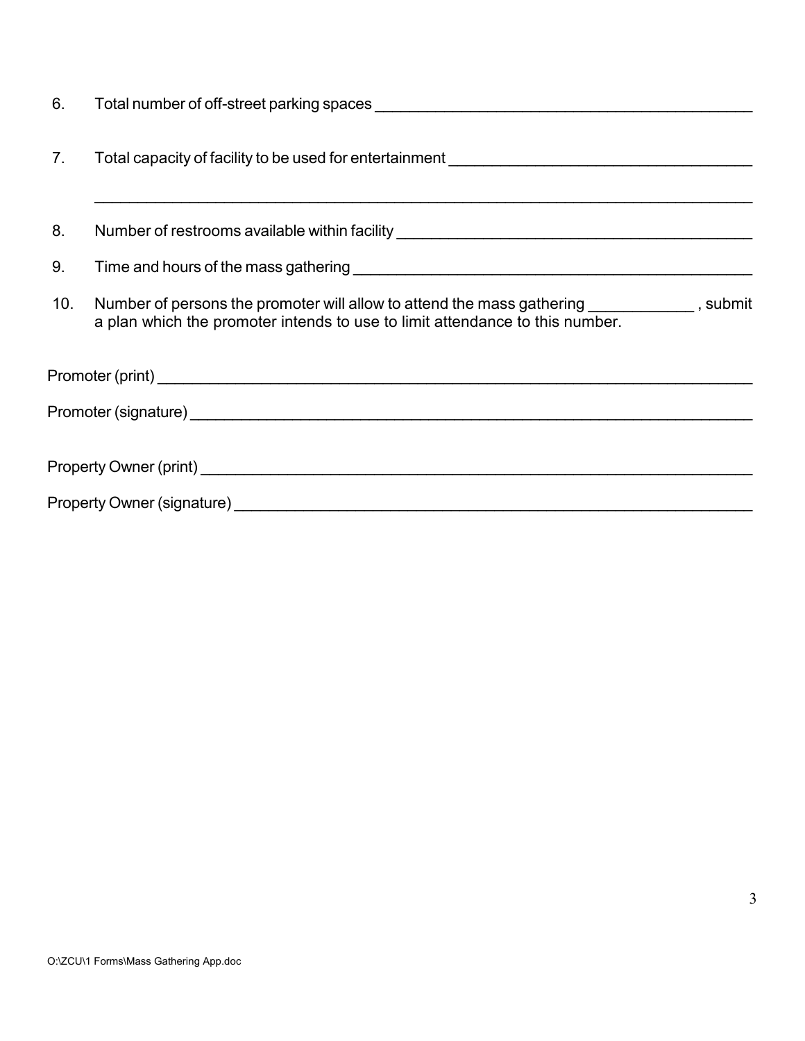6. Total number of off-street parking spaces ____________________________________________

7. Total capacity of facility to be used for entertainment ___________________________________

   ______________________________________________________________________________

8. Number of restrooms available within facility _________________________________________

9. Time and hours of the mass gathering _______________________________________________

10. Number of persons the promoter will allow to attend the mass gathering ____________ , submit a plan which the promoter intends to use to limit attendance to this number.

Promoter (print) _______________________________________________________________________

Promoter (signature) ___________________________________________________________________

Property Owner (print) _________________________________________________________________

Property Owner (signature) _____________________________________________________________

O:\ZCU\1 Forms\Mass Gathering App.doc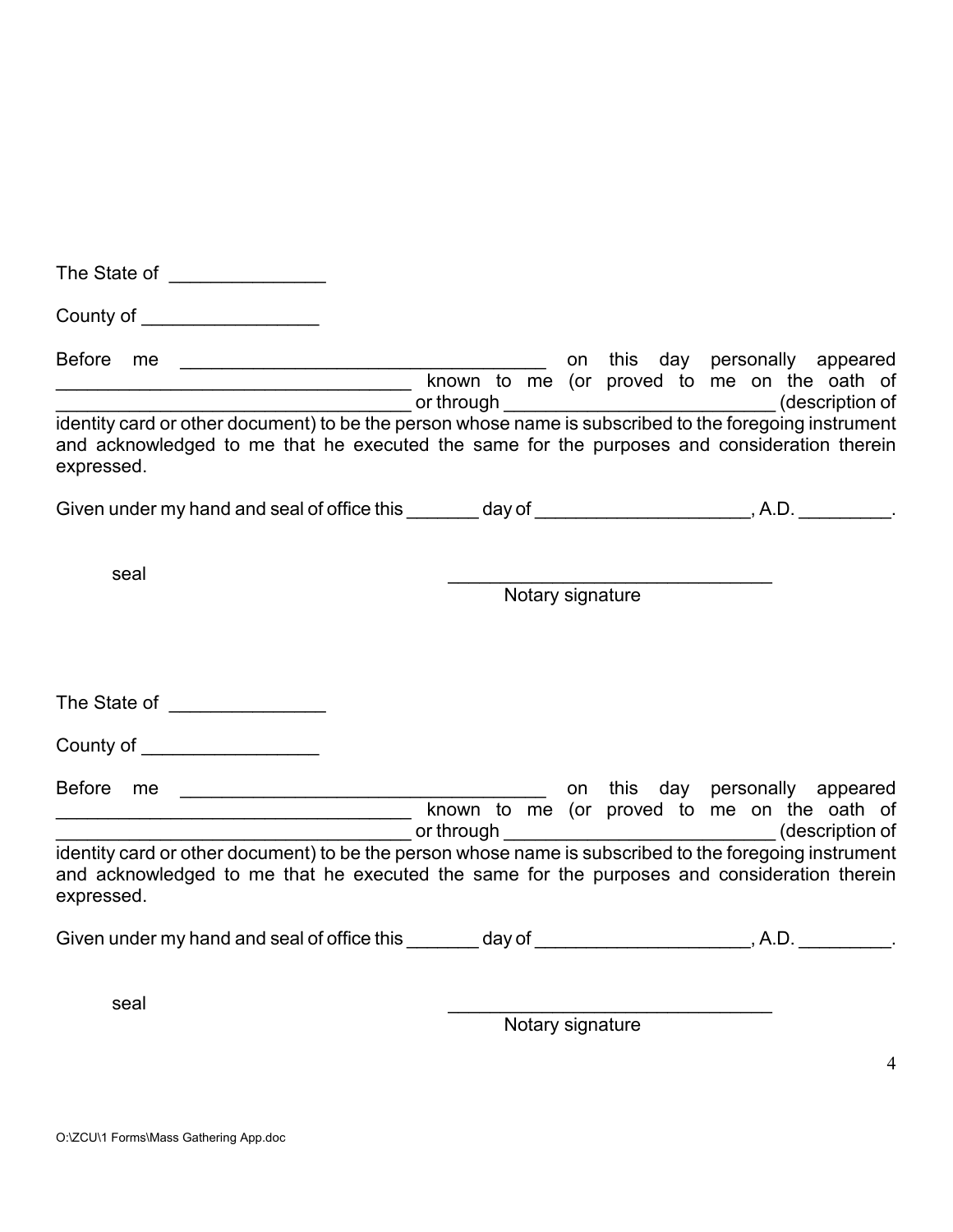The State of _______________

County of _________________

Before me ___________________________________ on this day personally appeared __________________________________ known to me (or proved to me on the oath of __________________________________ or through __________________________ (description of identity card or other document) to be the person whose name is subscribed to the foregoing instrument and acknowledged to me that he executed the same for the purposes and consideration therein expressed.

Given under my hand and seal of office this _______ day of ____________________, A.D. _________.

seal

_______________________________
Notary signature

The State of _______________

County of _________________

Before me ___________________________________ on this day personally appeared __________________________________ known to me (or proved to me on the oath of __________________________________ or through __________________________ (description of identity card or other document) to be the person whose name is subscribed to the foregoing instrument and acknowledged to me that he executed the same for the purposes and consideration therein expressed.

Given under my hand and seal of office this _______ day of ____________________, A.D. _________.

seal

_______________________________
Notary signature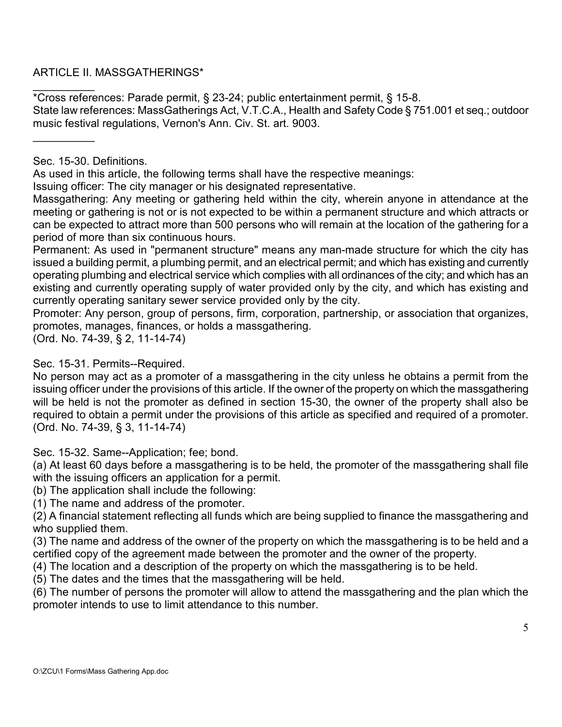## ARTICLE II. MASSGATHERINGS*

---

*Cross references: Parade permit, § 23-24; public entertainment permit, § 15-8.
State law references: MassGatherings Act, V.T.C.A., Health and Safety Code § 751.001 et seq.; outdoor music festival regulations, Vernon's Ann. Civ. St. art. 9003.

---

### Sec. 15-30. Definitions.

As used in this article, the following terms shall have the respective meanings:

Issuing officer: The city manager or his designated representative.

Massgathering: Any meeting or gathering held within the city, wherein anyone in attendance at the meeting or gathering is not or is not expected to be within a permanent structure and which attracts or can be expected to attract more than 500 persons who will remain at the location of the gathering for a period of more than six continuous hours.

Permanent: As used in "permanent structure" means any man-made structure for which the city has issued a building permit, a plumbing permit, and an electrical permit; and which has existing and currently operating plumbing and electrical service which complies with all ordinances of the city; and which has an existing and currently operating supply of water provided only by the city, and which has existing and currently operating sanitary sewer service provided only by the city.

Promoter: Any person, group of persons, firm, corporation, partnership, or association that organizes, promotes, manages, finances, or holds a massgathering.

(Ord. No. 74-39, § 2, 11-14-74)

### Sec. 15-31. Permits--Required.

No person may act as a promoter of a massgathering in the city unless he obtains a permit from the issuing officer under the provisions of this article. If the owner of the property on which the massgathering will be held is not the promoter as defined in section 15-30, the owner of the property shall also be required to obtain a permit under the provisions of this article as specified and required of a promoter.

(Ord. No. 74-39, § 3, 11-14-74)

### Sec. 15-32. Same--Application; fee; bond.

(a) At least 60 days before a massgathering is to be held, the promoter of the massgathering shall file with the issuing officers an application for a permit.

(b) The application shall include the following:

(1) The name and address of the promoter.

(2) A financial statement reflecting all funds which are being supplied to finance the massgathering and who supplied them.

(3) The name and address of the owner of the property on which the massgathering is to be held and a certified copy of the agreement made between the promoter and the owner of the property.

(4) The location and a description of the property on which the massgathering is to be held.

(5) The dates and the times that the massgathering will be held.

(6) The number of persons the promoter will allow to attend the massgathering and the plan which the promoter intends to use to limit attendance to this number.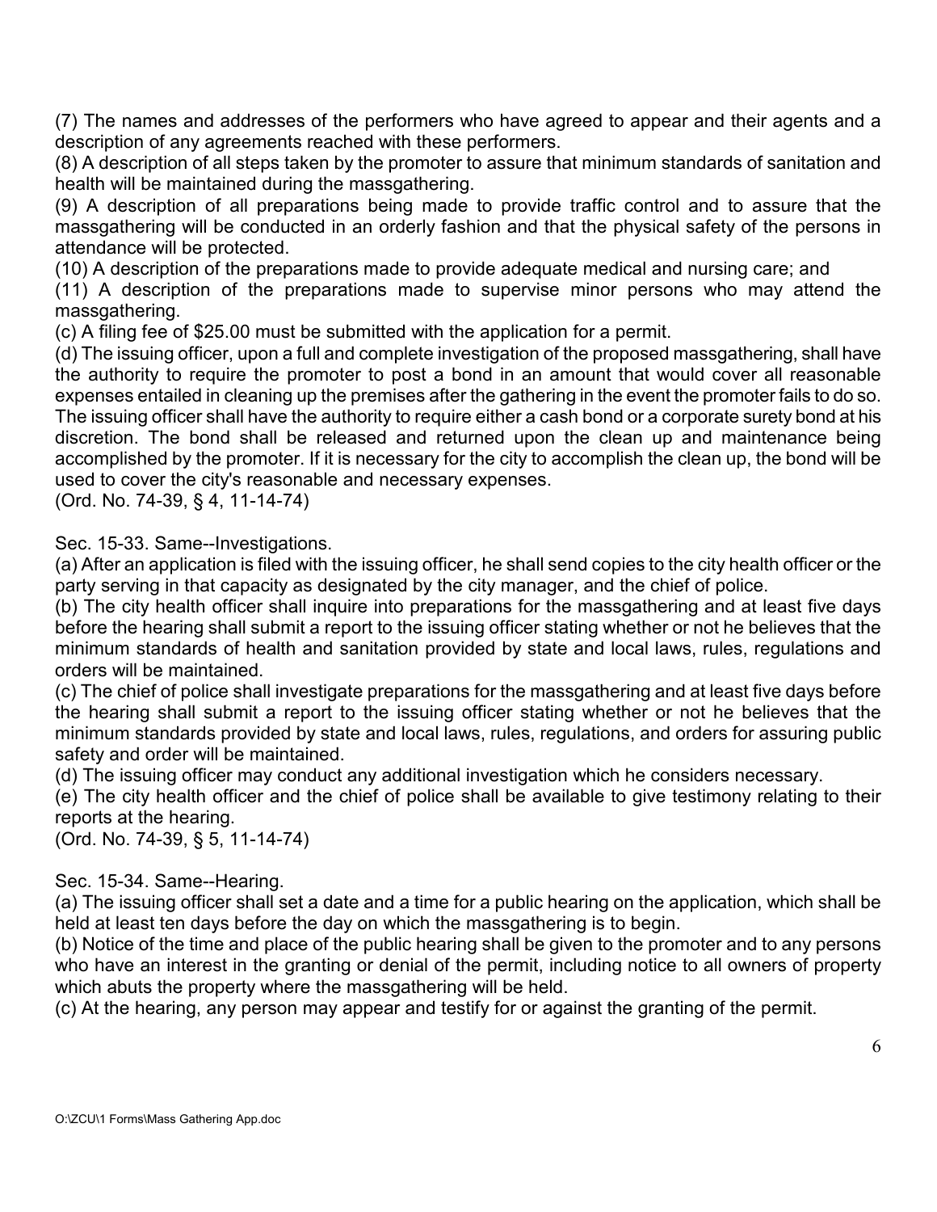(7) The names and addresses of the performers who have agreed to appear and their agents and a description of any agreements reached with these performers.

(8) A description of all steps taken by the promoter to assure that minimum standards of sanitation and health will be maintained during the massgathering.

(9) A description of all preparations being made to provide traffic control and to assure that the massgathering will be conducted in an orderly fashion and that the physical safety of the persons in attendance will be protected.

(10) A description of the preparations made to provide adequate medical and nursing care; and

(11) A description of the preparations made to supervise minor persons who may attend the massgathering.

(c) A filing fee of $25.00 must be submitted with the application for a permit.

(d) The issuing officer, upon a full and complete investigation of the proposed massgathering, shall have the authority to require the promoter to post a bond in an amount that would cover all reasonable expenses entailed in cleaning up the premises after the gathering in the event the promoter fails to do so. The issuing officer shall have the authority to require either a cash bond or a corporate surety bond at his discretion. The bond shall be released and returned upon the clean up and maintenance being accomplished by the promoter. If it is necessary for the city to accomplish the clean up, the bond will be used to cover the city's reasonable and necessary expenses.

(Ord. No. 74-39, § 4, 11-14-74)

Sec. 15-33. Same--Investigations.

(a) After an application is filed with the issuing officer, he shall send copies to the city health officer or the party serving in that capacity as designated by the city manager, and the chief of police.

(b) The city health officer shall inquire into preparations for the massgathering and at least five days before the hearing shall submit a report to the issuing officer stating whether or not he believes that the minimum standards of health and sanitation provided by state and local laws, rules, regulations and orders will be maintained.

(c) The chief of police shall investigate preparations for the massgathering and at least five days before the hearing shall submit a report to the issuing officer stating whether or not he believes that the minimum standards provided by state and local laws, rules, regulations, and orders for assuring public safety and order will be maintained.

(d) The issuing officer may conduct any additional investigation which he considers necessary.

(e) The city health officer and the chief of police shall be available to give testimony relating to their reports at the hearing.

(Ord. No. 74-39, § 5, 11-14-74)

Sec. 15-34. Same--Hearing.

(a) The issuing officer shall set a date and a time for a public hearing on the application, which shall be held at least ten days before the day on which the massgathering is to begin.

(b) Notice of the time and place of the public hearing shall be given to the promoter and to any persons who have an interest in the granting or denial of the permit, including notice to all owners of property which abuts the property where the massgathering will be held.

(c) At the hearing, any person may appear and testify for or against the granting of the permit.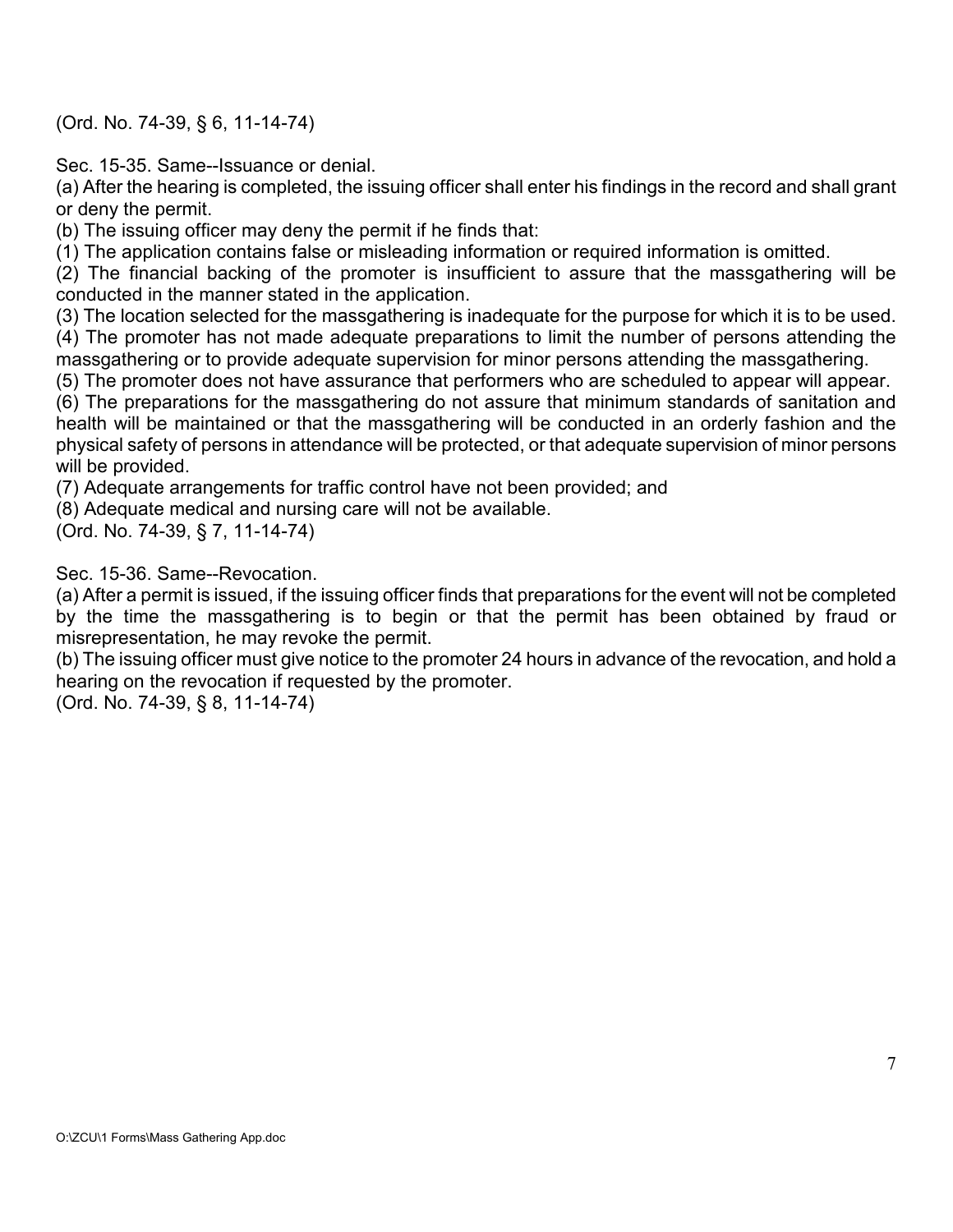(Ord. No. 74-39, § 6, 11-14-74)

Sec. 15-35. Same--Issuance or denial.

(a) After the hearing is completed, the issuing officer shall enter his findings in the record and shall grant or deny the permit.

(b) The issuing officer may deny the permit if he finds that:

(1) The application contains false or misleading information or required information is omitted.

(2) The financial backing of the promoter is insufficient to assure that the massgathering will be conducted in the manner stated in the application.

(3) The location selected for the massgathering is inadequate for the purpose for which it is to be used.

(4) The promoter has not made adequate preparations to limit the number of persons attending the massgathering or to provide adequate supervision for minor persons attending the massgathering.

(5) The promoter does not have assurance that performers who are scheduled to appear will appear.

(6) The preparations for the massgathering do not assure that minimum standards of sanitation and health will be maintained or that the massgathering will be conducted in an orderly fashion and the physical safety of persons in attendance will be protected, or that adequate supervision of minor persons will be provided.

(7) Adequate arrangements for traffic control have not been provided; and

(8) Adequate medical and nursing care will not be available.

(Ord. No. 74-39, § 7, 11-14-74)

Sec. 15-36. Same--Revocation.

(a) After a permit is issued, if the issuing officer finds that preparations for the event will not be completed by the time the massgathering is to begin or that the permit has been obtained by fraud or misrepresentation, he may revoke the permit.

(b) The issuing officer must give notice to the promoter 24 hours in advance of the revocation, and hold a hearing on the revocation if requested by the promoter.

(Ord. No. 74-39, § 8, 11-14-74)

O:\ZCU\1 Forms\Mass Gathering App.doc